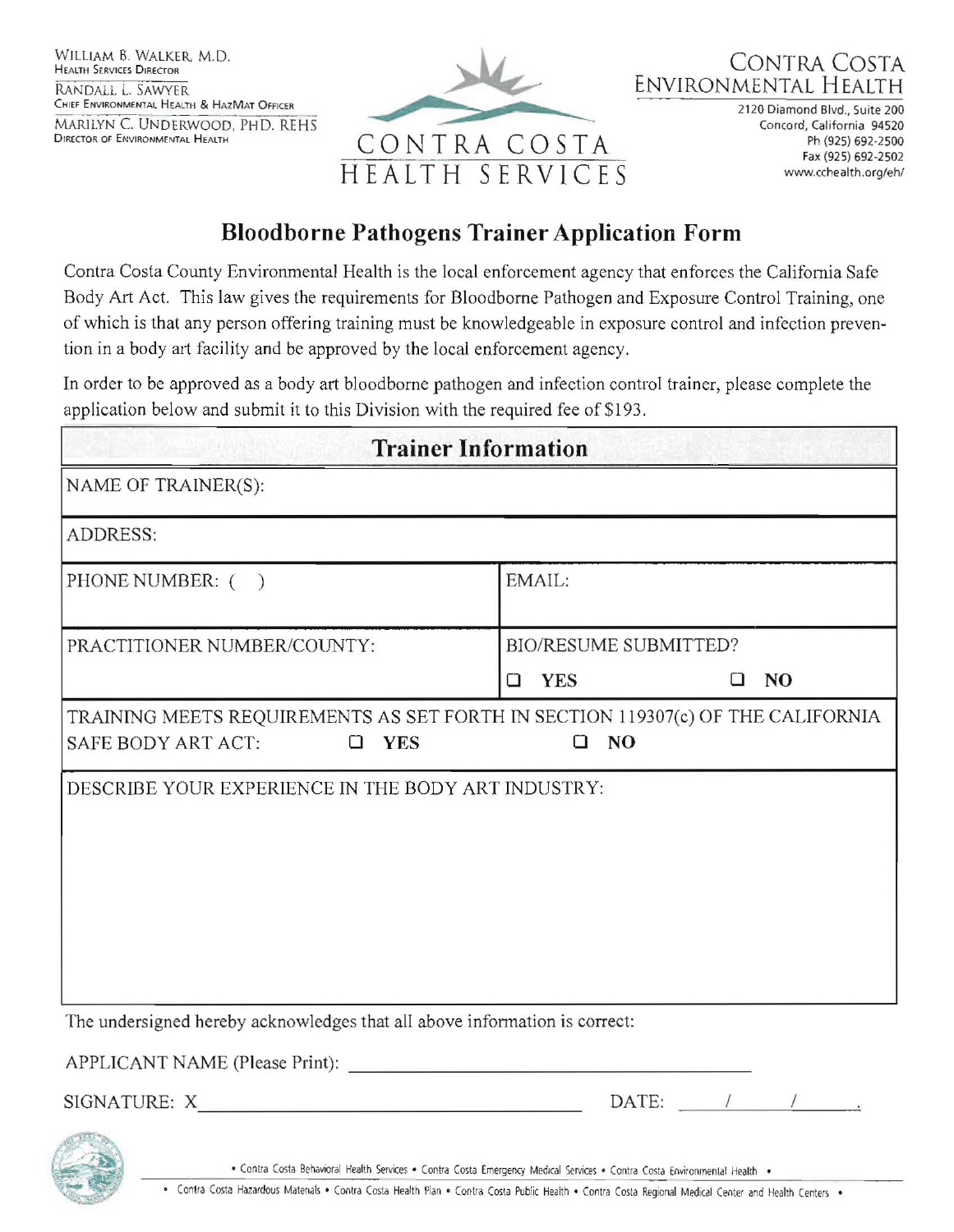WILLIAM B. WALKER, M.D.
HEALTH SERVICES DIRECTOR

RANDALL L. SAWYER
CHIEF ENVIRONMENTAL HEALTH & HAZMAT OFFICER

MARILYN C. UNDERWOOD, PHD. REHS
DIRECTOR OF ENVIRONMENTAL HEALTH

CONTRA COSTA HEALTH SERVICES

CONTRA COSTA ENVIRONMENTAL HEALTH
2120 Diamond Blvd., Suite 200
Concord, California 94520
Ph (925) 692-2500
Fax (925) 692-2502
www.cchealth.org/eh/

# Bloodborne Pathogens Trainer Application Form

Contra Costa County Environmental Health is the local enforcement agency that enforces the California Safe Body Art Act. This law gives the requirements for Bloodborne Pathogen and Exposure Control Training, one of which is that any person offering training must be knowledgeable in exposure control and infection prevention in a body art facility and be approved by the local enforcement agency.

In order to be approved as a body art bloodborne pathogen and infection control trainer, please complete the application below and submit it to this Division with the required fee of $193.

| Trainer Information | |
|---|---|
| NAME OF TRAINER(S): | |
| ADDRESS: | |
| PHONE NUMBER: ( ) | EMAIL: |
| PRACTITIONER NUMBER/COUNTY: | BIO/RESUME SUBMITTED? ☐ YES ☐ NO |
| TRAINING MEETS REQUIREMENTS AS SET FORTH IN SECTION 119307(c) OF THE CALIFORNIA SAFE BODY ART ACT: ☐ YES ☐ NO | |
| DESCRIBE YOUR EXPERIENCE IN THE BODY ART INDUSTRY: | |

The undersigned hereby acknowledges that all above information is correct:

APPLICANT NAME (Please Print): ______________________________

SIGNATURE: X______________________________ DATE: ___/___/___.

• Contra Costa Behavioral Health Services • Contra Costa Emergency Medical Services • Contra Costa Environmental Health •

• Contra Costa Hazardous Materials • Contra Costa Health Plan • Contra Costa Public Health • Contra Costa Regional Medical Center and Health Centers •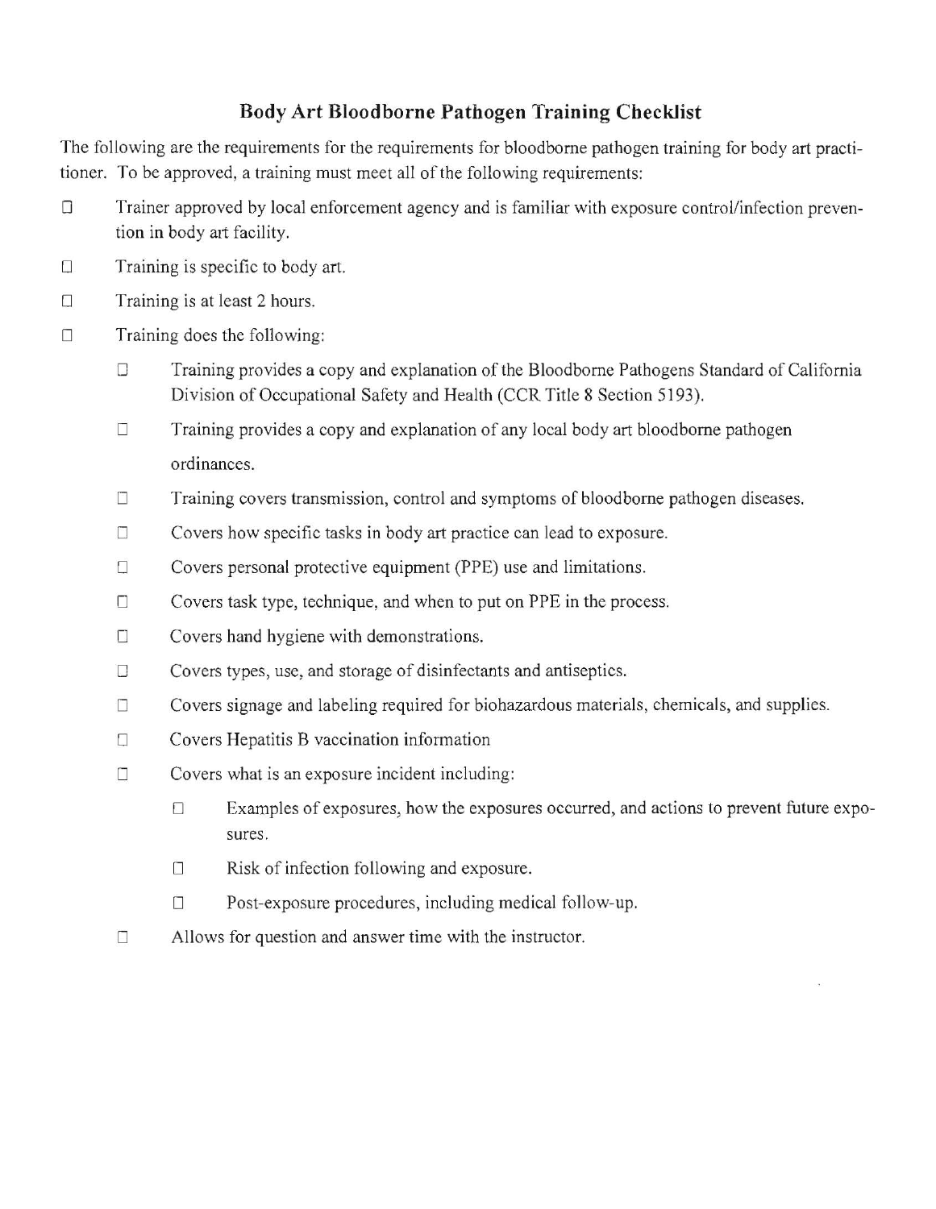## Body Art Bloodborne Pathogen Training Checklist

The following are the requirements for the requirements for bloodborne pathogen training for body art practitioner. To be approved, a training must meet all of the following requirements:

- ☐ Trainer approved by local enforcement agency and is familiar with exposure control/infection prevention in body art facility.
- ☐ Training is specific to body art.
- ☐ Training is at least 2 hours.
- ☐ Training does the following:
  - ☐ Training provides a copy and explanation of the Bloodborne Pathogens Standard of California Division of Occupational Safety and Health (CCR Title 8 Section 5193).
  - ☐ Training provides a copy and explanation of any local body art bloodborne pathogen ordinances.
  - ☐ Training covers transmission, control and symptoms of bloodborne pathogen diseases.
  - ☐ Covers how specific tasks in body art practice can lead to exposure.
  - ☐ Covers personal protective equipment (PPE) use and limitations.
  - ☐ Covers task type, technique, and when to put on PPE in the process.
  - ☐ Covers hand hygiene with demonstrations.
  - ☐ Covers types, use, and storage of disinfectants and antiseptics.
  - ☐ Covers signage and labeling required for biohazardous materials, chemicals, and supplies.
  - ☐ Covers Hepatitis B vaccination information
  - ☐ Covers what is an exposure incident including:
    - ☐ Examples of exposures, how the exposures occurred, and actions to prevent future exposures.
    - ☐ Risk of infection following and exposure.
    - ☐ Post-exposure procedures, including medical follow-up.
- ☐ Allows for question and answer time with the instructor.